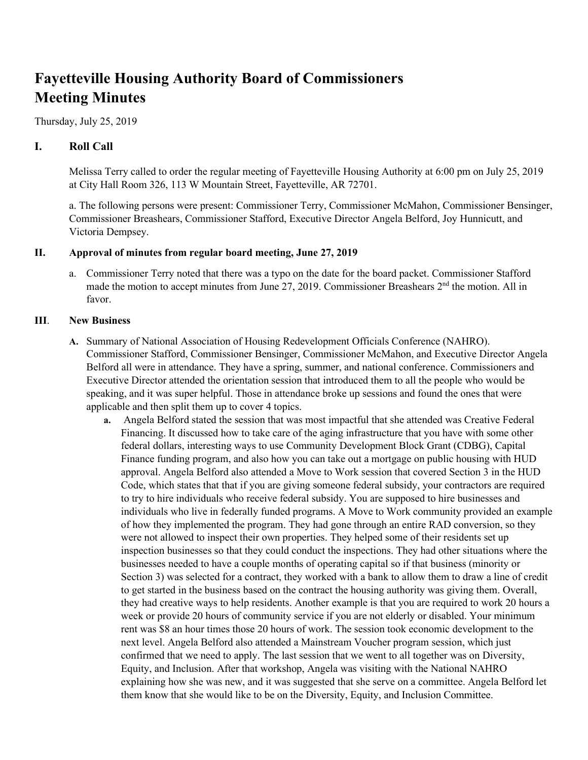# Fayetteville Housing Authority Board of Commissioners Meeting Minutes

Thursday, July 25, 2019

## I. Roll Call

Melissa Terry called to order the regular meeting of Fayetteville Housing Authority at 6:00 pm on July 25, 2019 at City Hall Room 326, 113 W Mountain Street, Fayetteville, AR 72701.

a. The following persons were present: Commissioner Terry, Commissioner McMahon, Commissioner Bensinger, Commissioner Breashears, Commissioner Stafford, Executive Director Angela Belford, Joy Hunnicutt, and Victoria Dempsey.

## II. Approval of minutes from regular board meeting, June 27, 2019

a. Commissioner Terry noted that there was a typo on the date for the board packet. Commissioner Stafford made the motion to accept minutes from June 27, 2019. Commissioner Breashears 2nd the motion. All in favor.

## III. New Business

**A.** Summary of National Association of Housing Redevelopment Officials Conference (NAHRO). Commissioner Stafford, Commissioner Bensinger, Commissioner McMahon, and Executive Director Angela Belford all were in attendance. They have a spring, summer, and national conference. Commissioners and Executive Director attended the orientation session that introduced them to all the people who would be speaking, and it was super helpful. Those in attendance broke up sessions and found the ones that were applicable and then split them up to cover 4 topics.

**a.** Angela Belford stated the session that was most impactful that she attended was Creative Federal Financing. It discussed how to take care of the aging infrastructure that you have with some other federal dollars, interesting ways to use Community Development Block Grant (CDBG), Capital Finance funding program, and also how you can take out a mortgage on public housing with HUD approval. Angela Belford also attended a Move to Work session that covered Section 3 in the HUD Code, which states that that if you are giving someone federal subsidy, your contractors are required to try to hire individuals who receive federal subsidy. You are supposed to hire businesses and individuals who live in federally funded programs. A Move to Work community provided an example of how they implemented the program. They had gone through an entire RAD conversion, so they were not allowed to inspect their own properties. They helped some of their residents set up inspection businesses so that they could conduct the inspections. They had other situations where the businesses needed to have a couple months of operating capital so if that business (minority or Section 3) was selected for a contract, they worked with a bank to allow them to draw a line of credit to get started in the business based on the contract the housing authority was giving them. Overall, they had creative ways to help residents. Another example is that you are required to work 20 hours a week or provide 20 hours of community service if you are not elderly or disabled. Your minimum rent was $8 an hour times those 20 hours of work. The session took economic development to the next level. Angela Belford also attended a Mainstream Voucher program session, which just confirmed that we need to apply. The last session that we went to all together was on Diversity, Equity, and Inclusion. After that workshop, Angela was visiting with the National NAHRO explaining how she was new, and it was suggested that she serve on a committee. Angela Belford let them know that she would like to be on the Diversity, Equity, and Inclusion Committee.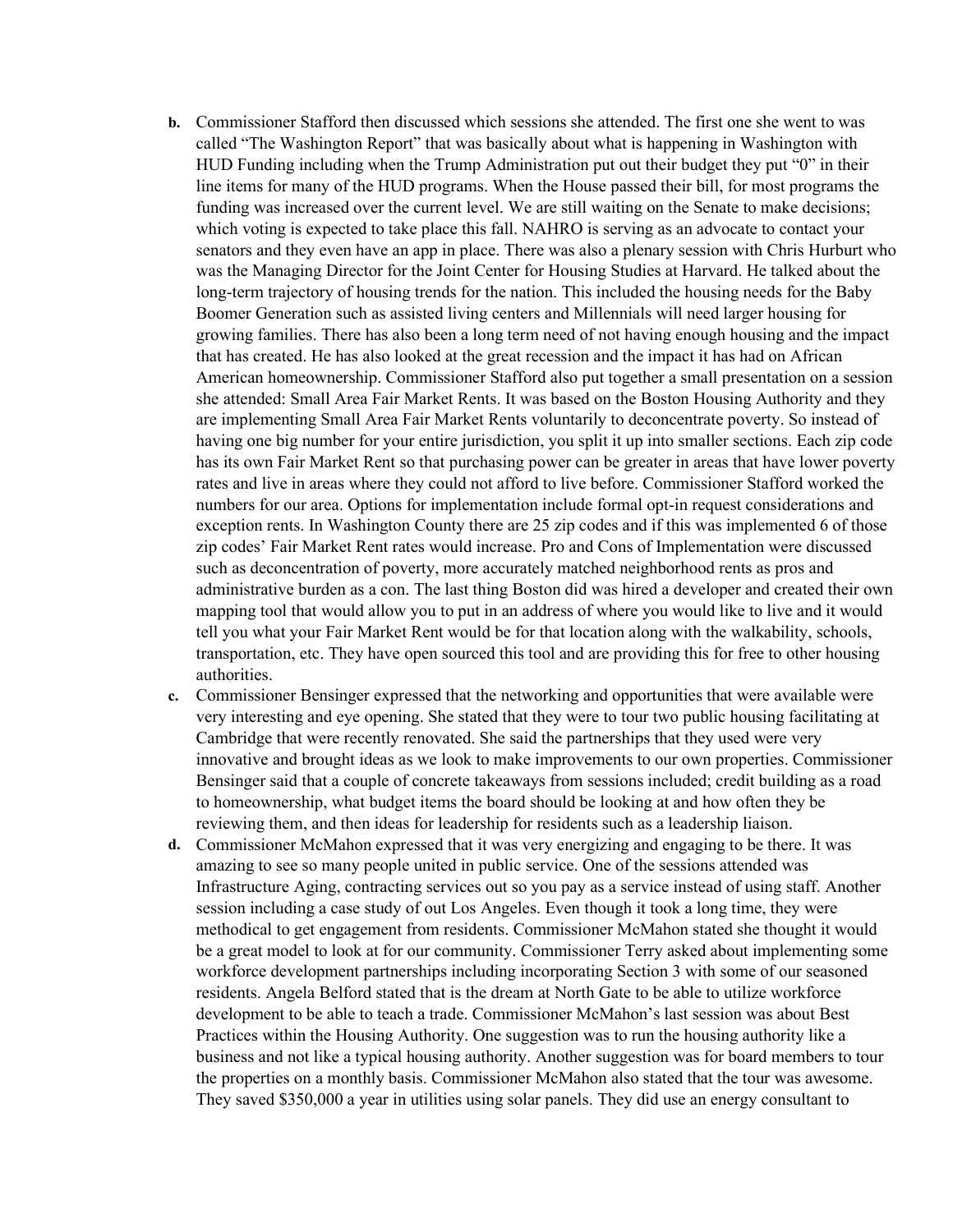b. Commissioner Stafford then discussed which sessions she attended. The first one she went to was called "The Washington Report" that was basically about what is happening in Washington with HUD Funding including when the Trump Administration put out their budget they put "0" in their line items for many of the HUD programs. When the House passed their bill, for most programs the funding was increased over the current level. We are still waiting on the Senate to make decisions; which voting is expected to take place this fall. NAHRO is serving as an advocate to contact your senators and they even have an app in place. There was also a plenary session with Chris Hurburt who was the Managing Director for the Joint Center for Housing Studies at Harvard. He talked about the long-term trajectory of housing trends for the nation. This included the housing needs for the Baby Boomer Generation such as assisted living centers and Millennials will need larger housing for growing families. There has also been a long term need of not having enough housing and the impact that has created. He has also looked at the great recession and the impact it has had on African American homeownership. Commissioner Stafford also put together a small presentation on a session she attended: Small Area Fair Market Rents. It was based on the Boston Housing Authority and they are implementing Small Area Fair Market Rents voluntarily to deconcentrate poverty. So instead of having one big number for your entire jurisdiction, you split it up into smaller sections. Each zip code has its own Fair Market Rent so that purchasing power can be greater in areas that have lower poverty rates and live in areas where they could not afford to live before. Commissioner Stafford worked the numbers for our area. Options for implementation include formal opt-in request considerations and exception rents. In Washington County there are 25 zip codes and if this was implemented 6 of those zip codes' Fair Market Rent rates would increase. Pro and Cons of Implementation were discussed such as deconcentration of poverty, more accurately matched neighborhood rents as pros and administrative burden as a con. The last thing Boston did was hired a developer and created their own mapping tool that would allow you to put in an address of where you would like to live and it would tell you what your Fair Market Rent would be for that location along with the walkability, schools, transportation, etc. They have open sourced this tool and are providing this for free to other housing authorities.

c. Commissioner Bensinger expressed that the networking and opportunities that were available were very interesting and eye opening. She stated that they were to tour two public housing facilitating at Cambridge that were recently renovated. She said the partnerships that they used were very innovative and brought ideas as we look to make improvements to our own properties. Commissioner Bensinger said that a couple of concrete takeaways from sessions included; credit building as a road to homeownership, what budget items the board should be looking at and how often they be reviewing them, and then ideas for leadership for residents such as a leadership liaison.

d. Commissioner McMahon expressed that it was very energizing and engaging to be there. It was amazing to see so many people united in public service. One of the sessions attended was Infrastructure Aging, contracting services out so you pay as a service instead of using staff. Another session including a case study of out Los Angeles. Even though it took a long time, they were methodical to get engagement from residents. Commissioner McMahon stated she thought it would be a great model to look at for our community. Commissioner Terry asked about implementing some workforce development partnerships including incorporating Section 3 with some of our seasoned residents. Angela Belford stated that is the dream at North Gate to be able to utilize workforce development to be able to teach a trade. Commissioner McMahon's last session was about Best Practices within the Housing Authority. One suggestion was to run the housing authority like a business and not like a typical housing authority. Another suggestion was for board members to tour the properties on a monthly basis. Commissioner McMahon also stated that the tour was awesome. They saved $350,000 a year in utilities using solar panels. They did use an energy consultant to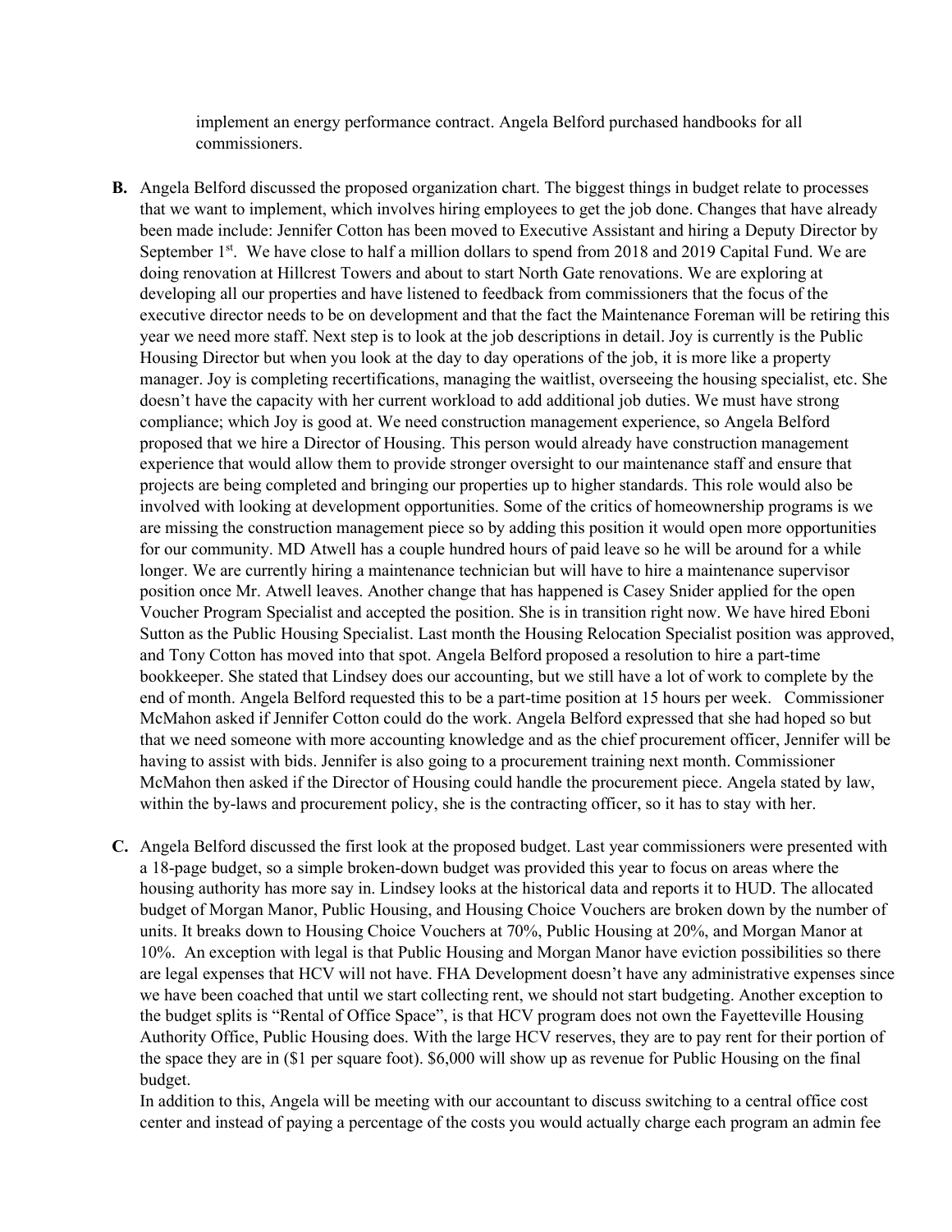implement an energy performance contract. Angela Belford purchased handbooks for all commissioners.

**B.** Angela Belford discussed the proposed organization chart. The biggest things in budget relate to processes that we want to implement, which involves hiring employees to get the job done. Changes that have already been made include: Jennifer Cotton has been moved to Executive Assistant and hiring a Deputy Director by September 1st. We have close to half a million dollars to spend from 2018 and 2019 Capital Fund. We are doing renovation at Hillcrest Towers and about to start North Gate renovations. We are exploring at developing all our properties and have listened to feedback from commissioners that the focus of the executive director needs to be on development and that the fact the Maintenance Foreman will be retiring this year we need more staff. Next step is to look at the job descriptions in detail. Joy is currently is the Public Housing Director but when you look at the day to day operations of the job, it is more like a property manager. Joy is completing recertifications, managing the waitlist, overseeing the housing specialist, etc. She doesn't have the capacity with her current workload to add additional job duties. We must have strong compliance; which Joy is good at. We need construction management experience, so Angela Belford proposed that we hire a Director of Housing. This person would already have construction management experience that would allow them to provide stronger oversight to our maintenance staff and ensure that projects are being completed and bringing our properties up to higher standards. This role would also be involved with looking at development opportunities. Some of the critics of homeownership programs is we are missing the construction management piece so by adding this position it would open more opportunities for our community. MD Atwell has a couple hundred hours of paid leave so he will be around for a while longer. We are currently hiring a maintenance technician but will have to hire a maintenance supervisor position once Mr. Atwell leaves. Another change that has happened is Casey Snider applied for the open Voucher Program Specialist and accepted the position. She is in transition right now. We have hired Eboni Sutton as the Public Housing Specialist. Last month the Housing Relocation Specialist position was approved, and Tony Cotton has moved into that spot. Angela Belford proposed a resolution to hire a part-time bookkeeper. She stated that Lindsey does our accounting, but we still have a lot of work to complete by the end of month. Angela Belford requested this to be a part-time position at 15 hours per week. Commissioner McMahon asked if Jennifer Cotton could do the work. Angela Belford expressed that she had hoped so but that we need someone with more accounting knowledge and as the chief procurement officer, Jennifer will be having to assist with bids. Jennifer is also going to a procurement training next month. Commissioner McMahon then asked if the Director of Housing could handle the procurement piece. Angela stated by law, within the by-laws and procurement policy, she is the contracting officer, so it has to stay with her.

**C.** Angela Belford discussed the first look at the proposed budget. Last year commissioners were presented with a 18-page budget, so a simple broken-down budget was provided this year to focus on areas where the housing authority has more say in. Lindsey looks at the historical data and reports it to HUD. The allocated budget of Morgan Manor, Public Housing, and Housing Choice Vouchers are broken down by the number of units. It breaks down to Housing Choice Vouchers at 70%, Public Housing at 20%, and Morgan Manor at 10%. An exception with legal is that Public Housing and Morgan Manor have eviction possibilities so there are legal expenses that HCV will not have. FHA Development doesn't have any administrative expenses since we have been coached that until we start collecting rent, we should not start budgeting. Another exception to the budget splits is "Rental of Office Space", is that HCV program does not own the Fayetteville Housing Authority Office, Public Housing does. With the large HCV reserves, they are to pay rent for their portion of the space they are in ($1 per square foot). $6,000 will show up as revenue for Public Housing on the final budget.

In addition to this, Angela will be meeting with our accountant to discuss switching to a central office cost center and instead of paying a percentage of the costs you would actually charge each program an admin fee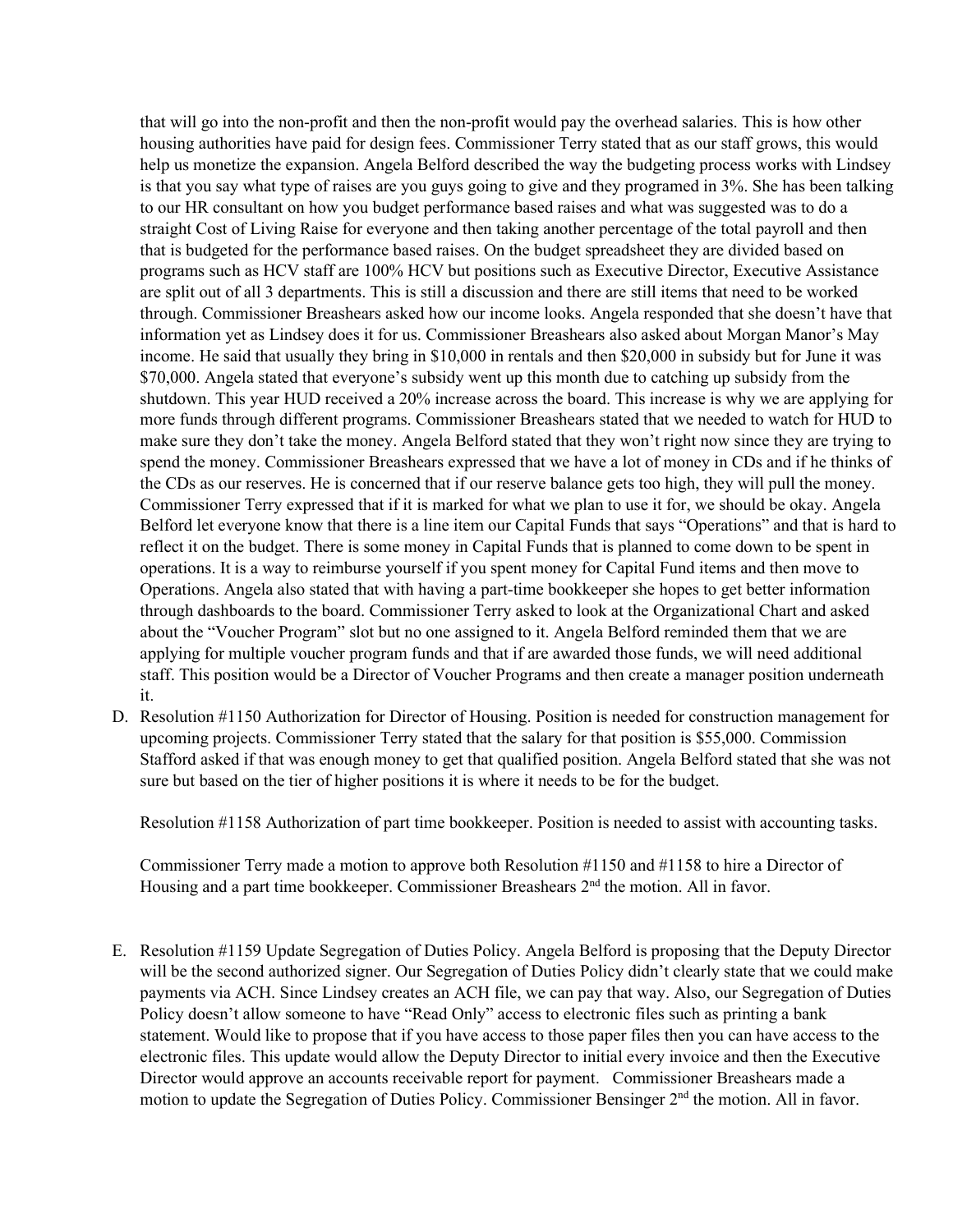that will go into the non-profit and then the non-profit would pay the overhead salaries. This is how other housing authorities have paid for design fees. Commissioner Terry stated that as our staff grows, this would help us monetize the expansion. Angela Belford described the way the budgeting process works with Lindsey is that you say what type of raises are you guys going to give and they programed in 3%. She has been talking to our HR consultant on how you budget performance based raises and what was suggested was to do a straight Cost of Living Raise for everyone and then taking another percentage of the total payroll and then that is budgeted for the performance based raises. On the budget spreadsheet they are divided based on programs such as HCV staff are 100% HCV but positions such as Executive Director, Executive Assistance are split out of all 3 departments. This is still a discussion and there are still items that need to be worked through. Commissioner Breashears asked how our income looks. Angela responded that she doesn't have that information yet as Lindsey does it for us. Commissioner Breashears also asked about Morgan Manor's May income. He said that usually they bring in $10,000 in rentals and then $20,000 in subsidy but for June it was $70,000. Angela stated that everyone's subsidy went up this month due to catching up subsidy from the shutdown. This year HUD received a 20% increase across the board. This increase is why we are applying for more funds through different programs. Commissioner Breashears stated that we needed to watch for HUD to make sure they don't take the money. Angela Belford stated that they won't right now since they are trying to spend the money. Commissioner Breashears expressed that we have a lot of money in CDs and if he thinks of the CDs as our reserves. He is concerned that if our reserve balance gets too high, they will pull the money. Commissioner Terry expressed that if it is marked for what we plan to use it for, we should be okay. Angela Belford let everyone know that there is a line item our Capital Funds that says "Operations" and that is hard to reflect it on the budget. There is some money in Capital Funds that is planned to come down to be spent in operations. It is a way to reimburse yourself if you spent money for Capital Fund items and then move to Operations. Angela also stated that with having a part-time bookkeeper she hopes to get better information through dashboards to the board. Commissioner Terry asked to look at the Organizational Chart and asked about the "Voucher Program" slot but no one assigned to it. Angela Belford reminded them that we are applying for multiple voucher program funds and that if are awarded those funds, we will need additional staff. This position would be a Director of Voucher Programs and then create a manager position underneath it.

D. Resolution #1150 Authorization for Director of Housing. Position is needed for construction management for upcoming projects. Commissioner Terry stated that the salary for that position is $55,000. Commission Stafford asked if that was enough money to get that qualified position. Angela Belford stated that she was not sure but based on the tier of higher positions it is where it needs to be for the budget.

   Resolution #1158 Authorization of part time bookkeeper. Position is needed to assist with accounting tasks.

   Commissioner Terry made a motion to approve both Resolution #1150 and #1158 to hire a Director of Housing and a part time bookkeeper. Commissioner Breashears 2nd the motion. All in favor.

E. Resolution #1159 Update Segregation of Duties Policy. Angela Belford is proposing that the Deputy Director will be the second authorized signer. Our Segregation of Duties Policy didn't clearly state that we could make payments via ACH. Since Lindsey creates an ACH file, we can pay that way. Also, our Segregation of Duties Policy doesn't allow someone to have "Read Only" access to electronic files such as printing a bank statement. Would like to propose that if you have access to those paper files then you can have access to the electronic files. This update would allow the Deputy Director to initial every invoice and then the Executive Director would approve an accounts receivable report for payment. Commissioner Breashears made a motion to update the Segregation of Duties Policy. Commissioner Bensinger 2nd the motion. All in favor.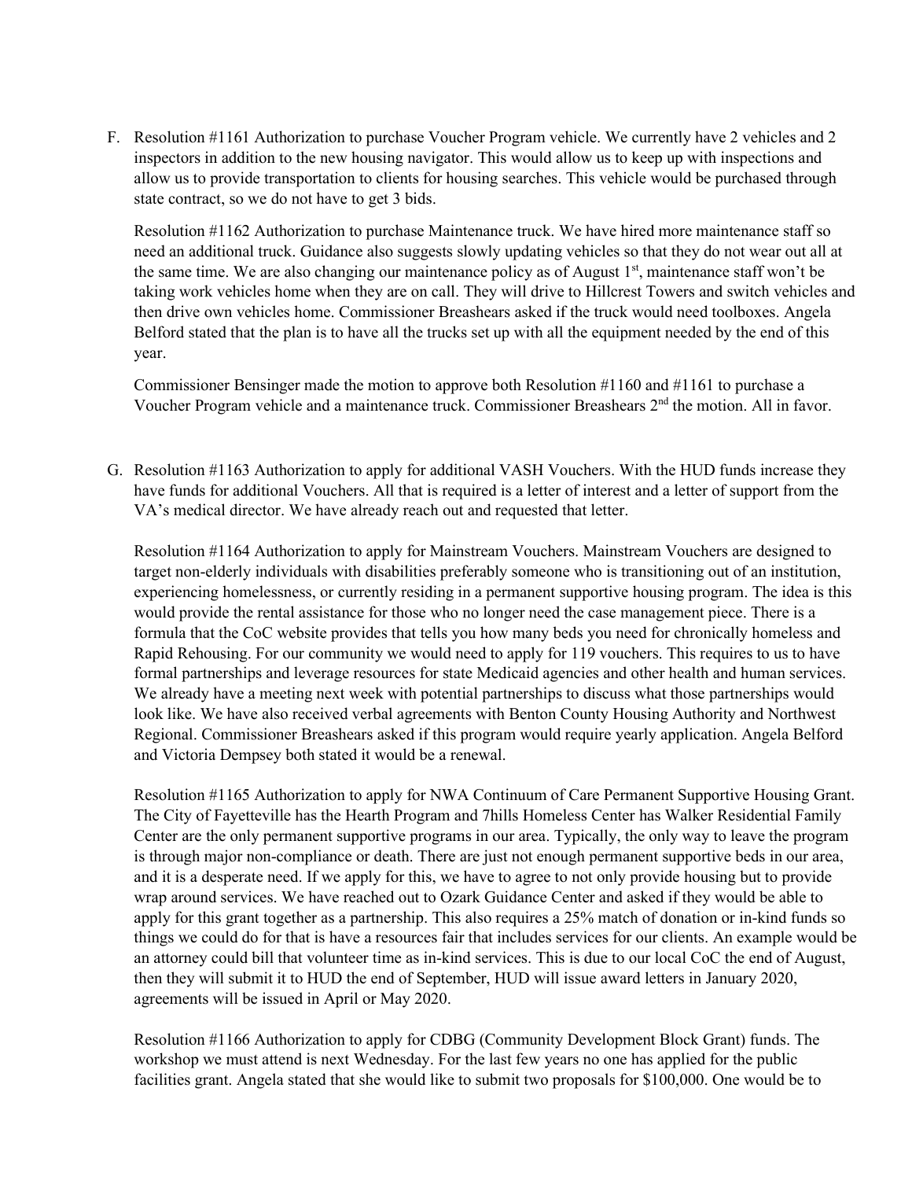F. Resolution #1161 Authorization to purchase Voucher Program vehicle. We currently have 2 vehicles and 2 inspectors in addition to the new housing navigator. This would allow us to keep up with inspections and allow us to provide transportation to clients for housing searches. This vehicle would be purchased through state contract, so we do not have to get 3 bids.

   Resolution #1162 Authorization to purchase Maintenance truck. We have hired more maintenance staff so need an additional truck. Guidance also suggests slowly updating vehicles so that they do not wear out all at the same time. We are also changing our maintenance policy as of August 1st, maintenance staff won't be taking work vehicles home when they are on call. They will drive to Hillcrest Towers and switch vehicles and then drive own vehicles home. Commissioner Breashears asked if the truck would need toolboxes. Angela Belford stated that the plan is to have all the trucks set up with all the equipment needed by the end of this year.

   Commissioner Bensinger made the motion to approve both Resolution #1160 and #1161 to purchase a Voucher Program vehicle and a maintenance truck. Commissioner Breashears 2nd the motion. All in favor.

G. Resolution #1163 Authorization to apply for additional VASH Vouchers. With the HUD funds increase they have funds for additional Vouchers. All that is required is a letter of interest and a letter of support from the VA's medical director. We have already reach out and requested that letter.

   Resolution #1164 Authorization to apply for Mainstream Vouchers. Mainstream Vouchers are designed to target non-elderly individuals with disabilities preferably someone who is transitioning out of an institution, experiencing homelessness, or currently residing in a permanent supportive housing program. The idea is this would provide the rental assistance for those who no longer need the case management piece. There is a formula that the CoC website provides that tells you how many beds you need for chronically homeless and Rapid Rehousing. For our community we would need to apply for 119 vouchers. This requires to us to have formal partnerships and leverage resources for state Medicaid agencies and other health and human services. We already have a meeting next week with potential partnerships to discuss what those partnerships would look like. We have also received verbal agreements with Benton County Housing Authority and Northwest Regional. Commissioner Breashears asked if this program would require yearly application. Angela Belford and Victoria Dempsey both stated it would be a renewal.

   Resolution #1165 Authorization to apply for NWA Continuum of Care Permanent Supportive Housing Grant. The City of Fayetteville has the Hearth Program and 7hills Homeless Center has Walker Residential Family Center are the only permanent supportive programs in our area. Typically, the only way to leave the program is through major non-compliance or death. There are just not enough permanent supportive beds in our area, and it is a desperate need. If we apply for this, we have to agree to not only provide housing but to provide wrap around services. We have reached out to Ozark Guidance Center and asked if they would be able to apply for this grant together as a partnership. This also requires a 25% match of donation or in-kind funds so things we could do for that is have a resources fair that includes services for our clients. An example would be an attorney could bill that volunteer time as in-kind services. This is due to our local CoC the end of August, then they will submit it to HUD the end of September, HUD will issue award letters in January 2020, agreements will be issued in April or May 2020.

   Resolution #1166 Authorization to apply for CDBG (Community Development Block Grant) funds. The workshop we must attend is next Wednesday. For the last few years no one has applied for the public facilities grant. Angela stated that she would like to submit two proposals for $100,000. One would be to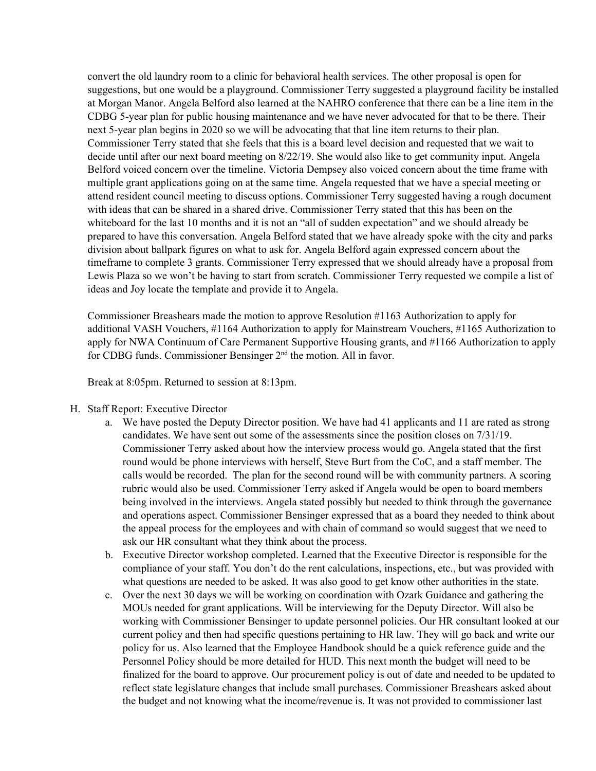convert the old laundry room to a clinic for behavioral health services. The other proposal is open for suggestions, but one would be a playground. Commissioner Terry suggested a playground facility be installed at Morgan Manor. Angela Belford also learned at the NAHRO conference that there can be a line item in the CDBG 5-year plan for public housing maintenance and we have never advocated for that to be there. Their next 5-year plan begins in 2020 so we will be advocating that that line item returns to their plan. Commissioner Terry stated that she feels that this is a board level decision and requested that we wait to decide until after our next board meeting on 8/22/19. She would also like to get community input. Angela Belford voiced concern over the timeline. Victoria Dempsey also voiced concern about the time frame with multiple grant applications going on at the same time. Angela requested that we have a special meeting or attend resident council meeting to discuss options. Commissioner Terry suggested having a rough document with ideas that can be shared in a shared drive. Commissioner Terry stated that this has been on the whiteboard for the last 10 months and it is not an "all of sudden expectation" and we should already be prepared to have this conversation. Angela Belford stated that we have already spoke with the city and parks division about ballpark figures on what to ask for. Angela Belford again expressed concern about the timeframe to complete 3 grants. Commissioner Terry expressed that we should already have a proposal from Lewis Plaza so we won't be having to start from scratch. Commissioner Terry requested we compile a list of ideas and Joy locate the template and provide it to Angela.

Commissioner Breashears made the motion to approve Resolution #1163 Authorization to apply for additional VASH Vouchers, #1164 Authorization to apply for Mainstream Vouchers, #1165 Authorization to apply for NWA Continuum of Care Permanent Supportive Housing grants, and #1166 Authorization to apply for CDBG funds. Commissioner Bensinger 2nd the motion. All in favor.

Break at 8:05pm. Returned to session at 8:13pm.

H. Staff Report: Executive Director
   a. We have posted the Deputy Director position. We have had 41 applicants and 11 are rated as strong candidates. We have sent out some of the assessments since the position closes on 7/31/19. Commissioner Terry asked about how the interview process would go. Angela stated that the first round would be phone interviews with herself, Steve Burt from the CoC, and a staff member. The calls would be recorded. The plan for the second round will be with community partners. A scoring rubric would also be used. Commissioner Terry asked if Angela would be open to board members being involved in the interviews. Angela stated possibly but needed to think through the governance and operations aspect. Commissioner Bensinger expressed that as a board they needed to think about the appeal process for the employees and with chain of command so would suggest that we need to ask our HR consultant what they think about the process.
   b. Executive Director workshop completed. Learned that the Executive Director is responsible for the compliance of your staff. You don't do the rent calculations, inspections, etc., but was provided with what questions are needed to be asked. It was also good to get know other authorities in the state.
   c. Over the next 30 days we will be working on coordination with Ozark Guidance and gathering the MOUs needed for grant applications. Will be interviewing for the Deputy Director. Will also be working with Commissioner Bensinger to update personnel policies. Our HR consultant looked at our current policy and then had specific questions pertaining to HR law. They will go back and write our policy for us. Also learned that the Employee Handbook should be a quick reference guide and the Personnel Policy should be more detailed for HUD. This next month the budget will need to be finalized for the board to approve. Our procurement policy is out of date and needed to be updated to reflect state legislature changes that include small purchases. Commissioner Breashears asked about the budget and not knowing what the income/revenue is. It was not provided to commissioner last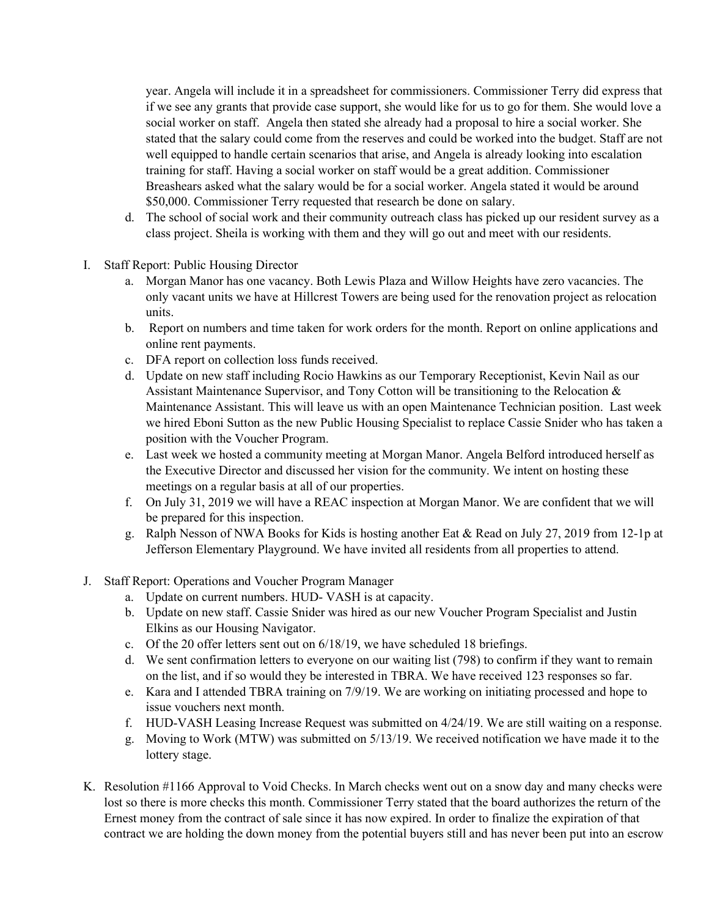year. Angela will include it in a spreadsheet for commissioners. Commissioner Terry did express that if we see any grants that provide case support, she would like for us to go for them. She would love a social worker on staff. Angela then stated she already had a proposal to hire a social worker. She stated that the salary could come from the reserves and could be worked into the budget. Staff are not well equipped to handle certain scenarios that arise, and Angela is already looking into escalation training for staff. Having a social worker on staff would be a great addition. Commissioner Breashears asked what the salary would be for a social worker. Angela stated it would be around $50,000. Commissioner Terry requested that research be done on salary.

   d. The school of social work and their community outreach class has picked up our resident survey as a class project. Sheila is working with them and they will go out and meet with our residents.

I. Staff Report: Public Housing Director
   a. Morgan Manor has one vacancy. Both Lewis Plaza and Willow Heights have zero vacancies. The only vacant units we have at Hillcrest Towers are being used for the renovation project as relocation units.
   b. Report on numbers and time taken for work orders for the month. Report on online applications and online rent payments.
   c. DFA report on collection loss funds received.
   d. Update on new staff including Rocio Hawkins as our Temporary Receptionist, Kevin Nail as our Assistant Maintenance Supervisor, and Tony Cotton will be transitioning to the Relocation & Maintenance Assistant. This will leave us with an open Maintenance Technician position. Last week we hired Eboni Sutton as the new Public Housing Specialist to replace Cassie Snider who has taken a position with the Voucher Program.
   e. Last week we hosted a community meeting at Morgan Manor. Angela Belford introduced herself as the Executive Director and discussed her vision for the community. We intent on hosting these meetings on a regular basis at all of our properties.
   f. On July 31, 2019 we will have a REAC inspection at Morgan Manor. We are confident that we will be prepared for this inspection.
   g. Ralph Nesson of NWA Books for Kids is hosting another Eat & Read on July 27, 2019 from 12-1p at Jefferson Elementary Playground. We have invited all residents from all properties to attend.

J. Staff Report: Operations and Voucher Program Manager
   a. Update on current numbers. HUD- VASH is at capacity.
   b. Update on new staff. Cassie Snider was hired as our new Voucher Program Specialist and Justin Elkins as our Housing Navigator.
   c. Of the 20 offer letters sent out on 6/18/19, we have scheduled 18 briefings.
   d. We sent confirmation letters to everyone on our waiting list (798) to confirm if they want to remain on the list, and if so would they be interested in TBRA. We have received 123 responses so far.
   e. Kara and I attended TBRA training on 7/9/19. We are working on initiating processed and hope to issue vouchers next month.
   f. HUD-VASH Leasing Increase Request was submitted on 4/24/19. We are still waiting on a response.
   g. Moving to Work (MTW) was submitted on 5/13/19. We received notification we have made it to the lottery stage.

K. Resolution #1166 Approval to Void Checks. In March checks went out on a snow day and many checks were lost so there is more checks this month. Commissioner Terry stated that the board authorizes the return of the Ernest money from the contract of sale since it has now expired. In order to finalize the expiration of that contract we are holding the down money from the potential buyers still and has never been put into an escrow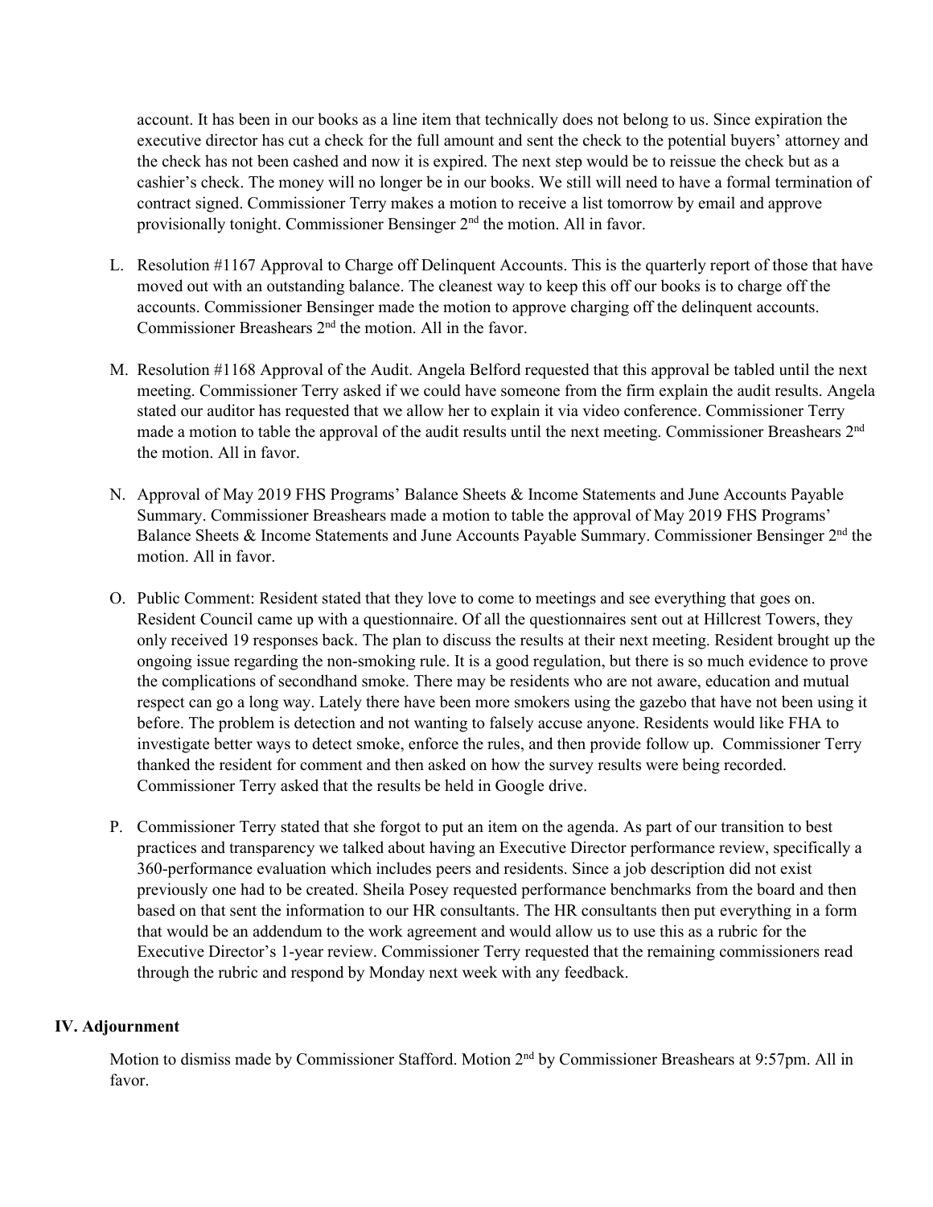account. It has been in our books as a line item that technically does not belong to us. Since expiration the executive director has cut a check for the full amount and sent the check to the potential buyers' attorney and the check has not been cashed and now it is expired. The next step would be to reissue the check but as a cashier's check. The money will no longer be in our books. We still will need to have a formal termination of contract signed. Commissioner Terry makes a motion to receive a list tomorrow by email and approve provisionally tonight. Commissioner Bensinger 2nd the motion. All in favor.

L. Resolution #1167 Approval to Charge off Delinquent Accounts. This is the quarterly report of those that have moved out with an outstanding balance. The cleanest way to keep this off our books is to charge off the accounts. Commissioner Bensinger made the motion to approve charging off the delinquent accounts. Commissioner Breashears 2nd the motion. All in the favor.

M. Resolution #1168 Approval of the Audit. Angela Belford requested that this approval be tabled until the next meeting. Commissioner Terry asked if we could have someone from the firm explain the audit results. Angela stated our auditor has requested that we allow her to explain it via video conference. Commissioner Terry made a motion to table the approval of the audit results until the next meeting. Commissioner Breashears 2nd the motion. All in favor.

N. Approval of May 2019 FHS Programs' Balance Sheets & Income Statements and June Accounts Payable Summary. Commissioner Breashears made a motion to table the approval of May 2019 FHS Programs' Balance Sheets & Income Statements and June Accounts Payable Summary. Commissioner Bensinger 2nd the motion. All in favor.

O. Public Comment: Resident stated that they love to come to meetings and see everything that goes on. Resident Council came up with a questionnaire. Of all the questionnaires sent out at Hillcrest Towers, they only received 19 responses back. The plan to discuss the results at their next meeting. Resident brought up the ongoing issue regarding the non-smoking rule. It is a good regulation, but there is so much evidence to prove the complications of secondhand smoke. There may be residents who are not aware, education and mutual respect can go a long way. Lately there have been more smokers using the gazebo that have not been using it before. The problem is detection and not wanting to falsely accuse anyone. Residents would like FHA to investigate better ways to detect smoke, enforce the rules, and then provide follow up. Commissioner Terry thanked the resident for comment and then asked on how the survey results were being recorded. Commissioner Terry asked that the results be held in Google drive.

P. Commissioner Terry stated that she forgot to put an item on the agenda. As part of our transition to best practices and transparency we talked about having an Executive Director performance review, specifically a 360-performance evaluation which includes peers and residents. Since a job description did not exist previously one had to be created. Sheila Posey requested performance benchmarks from the board and then based on that sent the information to our HR consultants. The HR consultants then put everything in a form that would be an addendum to the work agreement and would allow us to use this as a rubric for the Executive Director's 1-year review. Commissioner Terry requested that the remaining commissioners read through the rubric and respond by Monday next week with any feedback.

## IV. Adjournment

Motion to dismiss made by Commissioner Stafford. Motion 2nd by Commissioner Breashears at 9:57pm. All in favor.